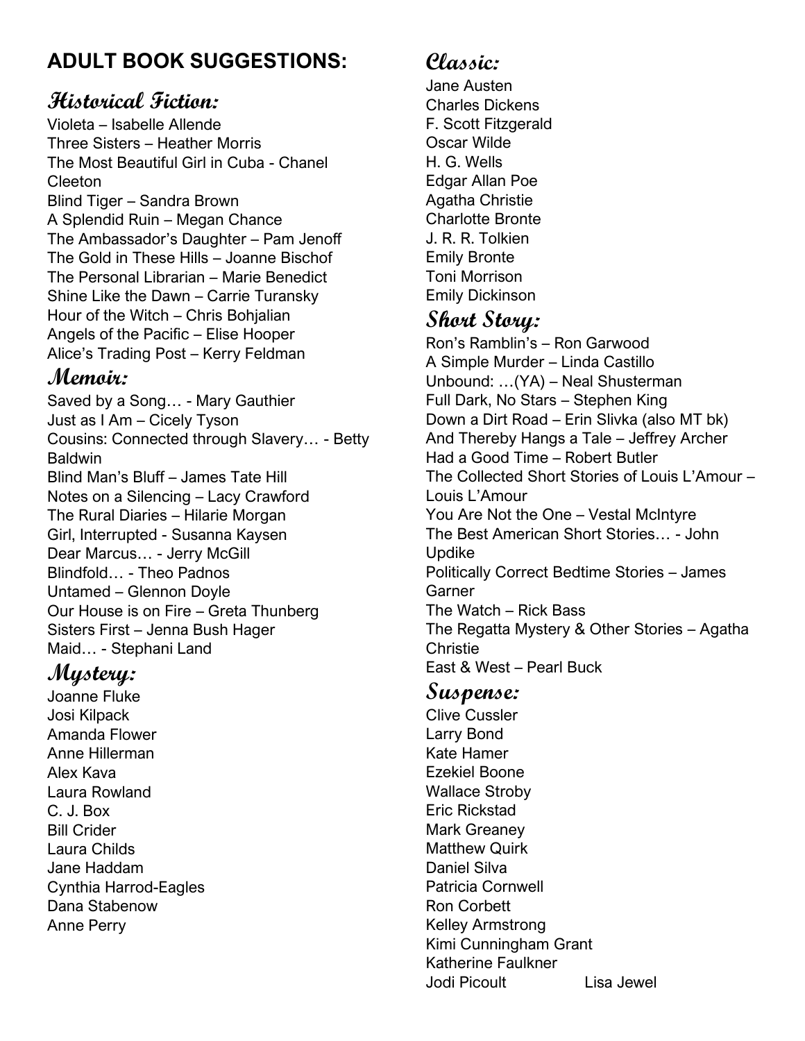# ADULT BOOK SUGGESTIONS:

## Historical Fiction:

Violeta – Isabelle Allende
Three Sisters – Heather Morris
The Most Beautiful Girl in Cuba - Chanel Cleeton
Blind Tiger – Sandra Brown
A Splendid Ruin – Megan Chance
The Ambassador's Daughter – Pam Jenoff
The Gold in These Hills – Joanne Bischof
The Personal Librarian – Marie Benedict
Shine Like the Dawn – Carrie Turansky
Hour of the Witch – Chris Bohjalian
Angels of the Pacific – Elise Hooper
Alice's Trading Post – Kerry Feldman

## Memoir:

Saved by a Song… - Mary Gauthier
Just as I Am – Cicely Tyson
Cousins: Connected through Slavery… - Betty Baldwin
Blind Man's Bluff – James Tate Hill
Notes on a Silencing – Lacy Crawford
The Rural Diaries – Hilarie Morgan
Girl, Interrupted - Susanna Kaysen
Dear Marcus… - Jerry McGill
Blindfold… - Theo Padnos
Untamed – Glennon Doyle
Our House is on Fire – Greta Thunberg
Sisters First – Jenna Bush Hager
Maid… - Stephani Land

## Mystery:

Joanne Fluke
Josi Kilpack
Amanda Flower
Anne Hillerman
Alex Kava
Laura Rowland
C. J. Box
Bill Crider
Laura Childs
Jane Haddam
Cynthia Harrod-Eagles
Dana Stabenow
Anne Perry

## Classic:

Jane Austen
Charles Dickens
F. Scott Fitzgerald
Oscar Wilde
H. G. Wells
Edgar Allan Poe
Agatha Christie
Charlotte Bronte
J. R. R. Tolkien
Emily Bronte
Toni Morrison
Emily Dickinson

## Short Story:

Ron's Ramblin's – Ron Garwood
A Simple Murder – Linda Castillo
Unbound: …(YA) – Neal Shusterman
Full Dark, No Stars – Stephen King
Down a Dirt Road – Erin Slivka (also MT bk)
And Thereby Hangs a Tale – Jeffrey Archer
Had a Good Time – Robert Butler
The Collected Short Stories of Louis L'Amour – Louis L'Amour
You Are Not the One – Vestal McIntyre
The Best American Short Stories… - John Updike
Politically Correct Bedtime Stories – James Garner
The Watch – Rick Bass
The Regatta Mystery & Other Stories – Agatha Christie
East & West – Pearl Buck

## Suspense:

Clive Cussler
Larry Bond
Kate Hamer
Ezekiel Boone
Wallace Stroby
Eric Rickstad
Mark Greaney
Matthew Quirk
Daniel Silva
Patricia Cornwell
Ron Corbett
Kelley Armstrong
Kimi Cunningham Grant
Katherine Faulkner
Jodi Picoult
Lisa Jewel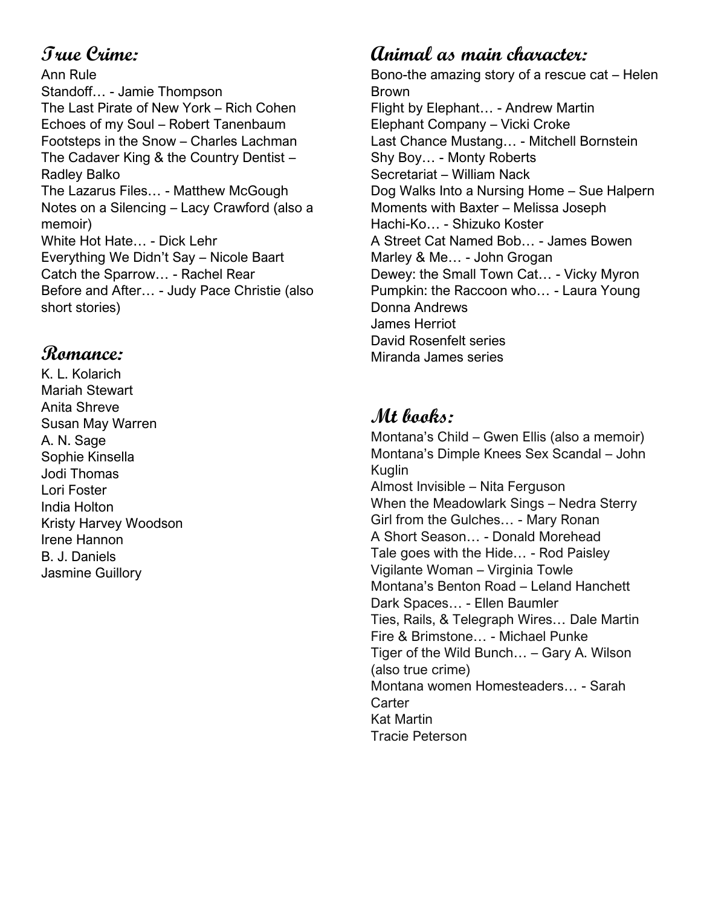## True Crime:

Ann Rule
Standoff… - Jamie Thompson
The Last Pirate of New York – Rich Cohen
Echoes of my Soul – Robert Tanenbaum
Footsteps in the Snow – Charles Lachman
The Cadaver King & the Country Dentist – Radley Balko
The Lazarus Files… - Matthew McGough
Notes on a Silencing – Lacy Crawford (also a memoir)
White Hot Hate… - Dick Lehr
Everything We Didn't Say – Nicole Baart
Catch the Sparrow… - Rachel Rear
Before and After… - Judy Pace Christie (also short stories)

## Romance:

K. L. Kolarich
Mariah Stewart
Anita Shreve
Susan May Warren
A. N. Sage
Sophie Kinsella
Jodi Thomas
Lori Foster
India Holton
Kristy Harvey Woodson
Irene Hannon
B. J. Daniels
Jasmine Guillory

## Animal as main character:

Bono-the amazing story of a rescue cat – Helen Brown
Flight by Elephant… - Andrew Martin
Elephant Company – Vicki Croke
Last Chance Mustang… - Mitchell Bornstein
Shy Boy… - Monty Roberts
Secretariat – William Nack
Dog Walks Into a Nursing Home – Sue Halpern
Moments with Baxter – Melissa Joseph
Hachi-Ko… - Shizuko Koster
A Street Cat Named Bob… - James Bowen
Marley & Me… - John Grogan
Dewey: the Small Town Cat… - Vicky Myron
Pumpkin: the Raccoon who… - Laura Young
Donna Andrews
James Herriot
David Rosenfelt series
Miranda James series

## Mt books:

Montana's Child – Gwen Ellis (also a memoir)
Montana's Dimple Knees Sex Scandal – John Kuglin
Almost Invisible – Nita Ferguson
When the Meadowlark Sings – Nedra Sterry
Girl from the Gulches… - Mary Ronan
A Short Season… - Donald Morehead
Tale goes with the Hide… - Rod Paisley
Vigilante Woman – Virginia Towle
Montana's Benton Road – Leland Hanchett
Dark Spaces… - Ellen Baumler
Ties, Rails, & Telegraph Wires… Dale Martin
Fire & Brimstone… - Michael Punke
Tiger of the Wild Bunch… – Gary A. Wilson (also true crime)
Montana women Homesteaders… - Sarah Carter
Kat Martin
Tracie Peterson